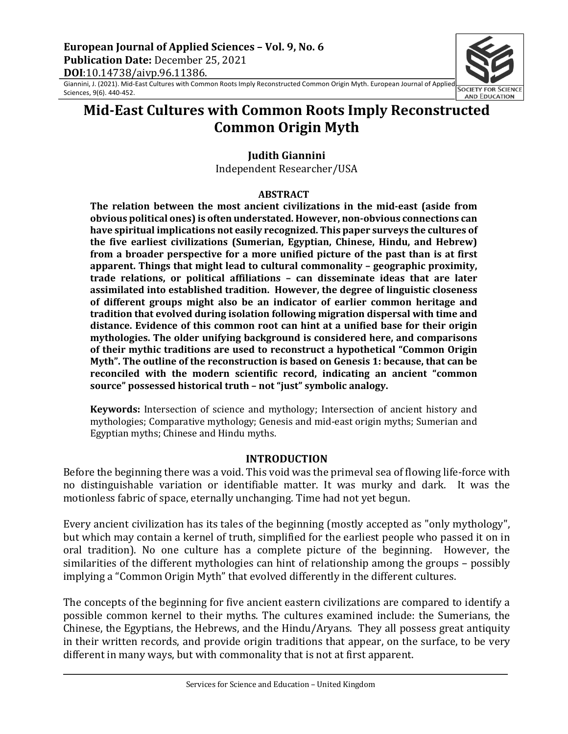**European Journal of Applied Sciences – Vol. 9, No. 6**
**Publication Date:** December 25, 2021
**DOI**:10.14738/aivp.96.11386.

Giannini, J. (2021). Mid-East Cultures with Common Roots Imply Reconstructed Common Origin Myth. European Journal of Applied Sciences, 9(6). 440-452.

# Mid-East Cultures with Common Roots Imply Reconstructed Common Origin Myth

**Judith Giannini**
Independent Researcher/USA

## ABSTRACT

**The relation between the most ancient civilizations in the mid-east (aside from obvious political ones) is often understated. However, non-obvious connections can have spiritual implications not easily recognized. This paper surveys the cultures of the five earliest civilizations (Sumerian, Egyptian, Chinese, Hindu, and Hebrew) from a broader perspective for a more unified picture of the past than is at first apparent. Things that might lead to cultural commonality – geographic proximity, trade relations, or political affiliations – can disseminate ideas that are later assimilated into established tradition. However, the degree of linguistic closeness of different groups might also be an indicator of earlier common heritage and tradition that evolved during isolation following migration dispersal with time and distance. Evidence of this common root can hint at a unified base for their origin mythologies. The older unifying background is considered here, and comparisons of their mythic traditions are used to reconstruct a hypothetical "Common Origin Myth". The outline of the reconstruction is based on Genesis 1: because, that can be reconciled with the modern scientific record, indicating an ancient "common source" possessed historical truth – not "just" symbolic analogy.**

**Keywords:** Intersection of science and mythology; Intersection of ancient history and mythologies; Comparative mythology; Genesis and mid-east origin myths; Sumerian and Egyptian myths; Chinese and Hindu myths.

## INTRODUCTION

Before the beginning there was a void. This void was the primeval sea of flowing life-force with no distinguishable variation or identifiable matter. It was murky and dark. It was the motionless fabric of space, eternally unchanging. Time had not yet begun.

Every ancient civilization has its tales of the beginning (mostly accepted as "only mythology", but which may contain a kernel of truth, simplified for the earliest people who passed it on in oral tradition). No one culture has a complete picture of the beginning. However, the similarities of the different mythologies can hint of relationship among the groups – possibly implying a "Common Origin Myth" that evolved differently in the different cultures.

The concepts of the beginning for five ancient eastern civilizations are compared to identify a possible common kernel to their myths. The cultures examined include: the Sumerians, the Chinese, the Egyptians, the Hebrews, and the Hindu/Aryans. They all possess great antiquity in their written records, and provide origin traditions that appear, on the surface, to be very different in many ways, but with commonality that is not at first apparent.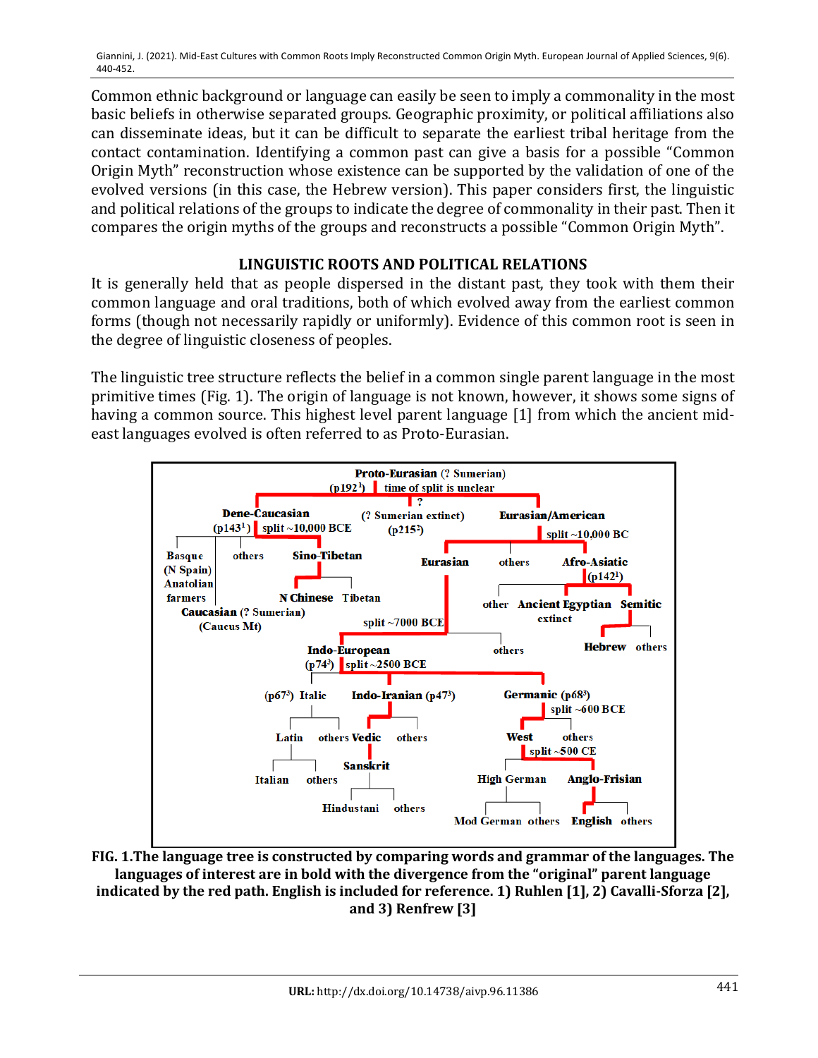Common ethnic background or language can easily be seen to imply a commonality in the most basic beliefs in otherwise separated groups. Geographic proximity, or political affiliations also can disseminate ideas, but it can be difficult to separate the earliest tribal heritage from the contact contamination. Identifying a common past can give a basis for a possible "Common Origin Myth" reconstruction whose existence can be supported by the validation of one of the evolved versions (in this case, the Hebrew version). This paper considers first, the linguistic and political relations of the groups to indicate the degree of commonality in their past. Then it compares the origin myths of the groups and reconstructs a possible "Common Origin Myth".

## LINGUISTIC ROOTS AND POLITICAL RELATIONS

It is generally held that as people dispersed in the distant past, they took with them their common language and oral traditions, both of which evolved away from the earliest common forms (though not necessarily rapidly or uniformly). Evidence of this common root is seen in the degree of linguistic closeness of peoples.

The linguistic tree structure reflects the belief in a common single parent language in the most primitive times (Fig. 1). The origin of language is not known, however, it shows some signs of having a common source. This highest level parent language [1] from which the ancient mid-east languages evolved is often referred to as Proto-Eurasian.

Proto-Eurasian (? Sumerian)
(p192[1]) time of split is unclear
?
Dene-Caucasian
(p143[1]) split ~10,000 BCE
(? Sumerian extinct)
(p215[2])
Eurasian/American
split ~10,000 BC
Basque (N Spain)
Anatolian farmers
others
Sino-Tibetan
N Chinese
Tibetan
Caucasian (? Sumerian)
(Caucus Mt)
Eurasian
others
Afro-Asiatic
(p142[1])
other
Ancient Egyptian
extinct
Semitic
Hebrew
others
split ~7000 BCE
Indo-European
(p74[3]) split ~2500 BCE
others
(p67[3]) Italic
Latin
others
Italian
others
Indo-Iranian (p47[3])
others
Vedic
others
Sanskrit
Hindustani
others
Germanic (p68[3])
split ~600 BCE
West
others
split ~500 CE
High German
Mod German
others
Anglo-Frisian
English
others

**FIG. 1.The language tree is constructed by comparing words and grammar of the languages. The languages of interest are in bold with the divergence from the "original" parent language indicated by the red path. English is included for reference. 1) Ruhlen [1], 2) Cavalli-Sforza [2], and 3) Renfrew [3]**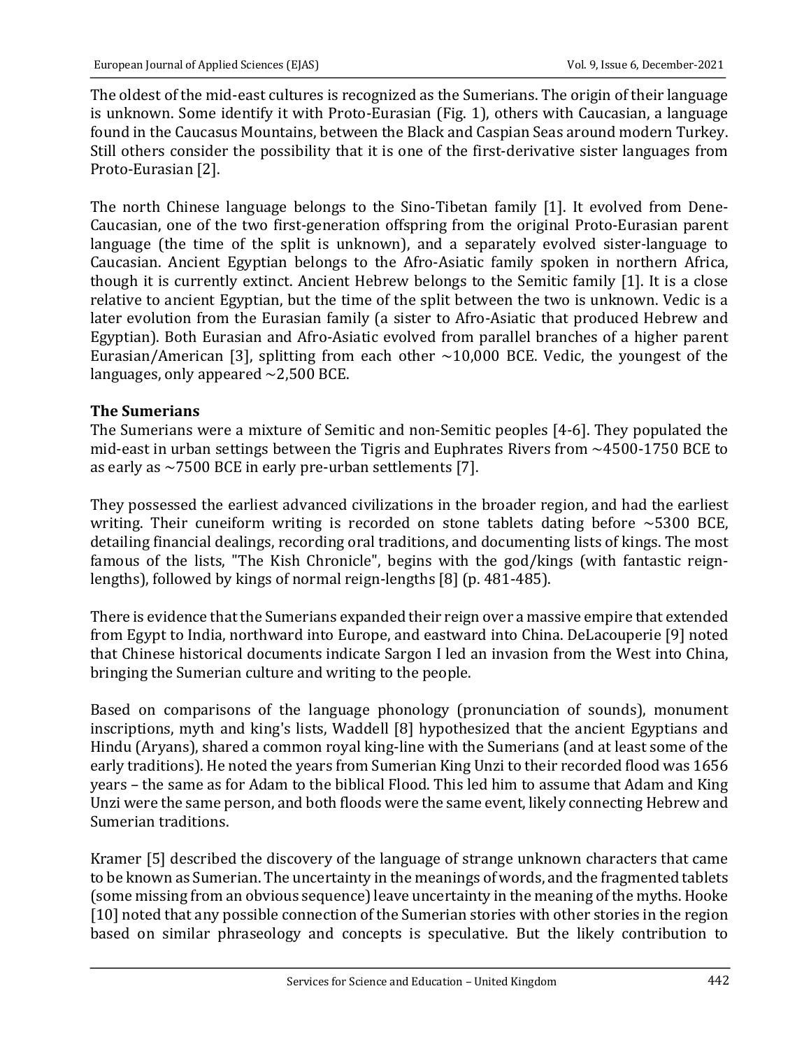The oldest of the mid-east cultures is recognized as the Sumerians. The origin of their language is unknown. Some identify it with Proto-Eurasian (Fig. 1), others with Caucasian, a language found in the Caucasus Mountains, between the Black and Caspian Seas around modern Turkey. Still others consider the possibility that it is one of the first-derivative sister languages from Proto-Eurasian [2].

The north Chinese language belongs to the Sino-Tibetan family [1]. It evolved from Dene-Caucasian, one of the two first-generation offspring from the original Proto-Eurasian parent language (the time of the split is unknown), and a separately evolved sister-language to Caucasian. Ancient Egyptian belongs to the Afro-Asiatic family spoken in northern Africa, though it is currently extinct. Ancient Hebrew belongs to the Semitic family [1]. It is a close relative to ancient Egyptian, but the time of the split between the two is unknown. Vedic is a later evolution from the Eurasian family (a sister to Afro-Asiatic that produced Hebrew and Egyptian). Both Eurasian and Afro-Asiatic evolved from parallel branches of a higher parent Eurasian/American [3], splitting from each other ~10,000 BCE. Vedic, the youngest of the languages, only appeared ~2,500 BCE.

**The Sumerians**

The Sumerians were a mixture of Semitic and non-Semitic peoples [4-6]. They populated the mid-east in urban settings between the Tigris and Euphrates Rivers from ~4500-1750 BCE to as early as ~7500 BCE in early pre-urban settlements [7].

They possessed the earliest advanced civilizations in the broader region, and had the earliest writing. Their cuneiform writing is recorded on stone tablets dating before ~5300 BCE, detailing financial dealings, recording oral traditions, and documenting lists of kings. The most famous of the lists, "The Kish Chronicle", begins with the god/kings (with fantastic reign-lengths), followed by kings of normal reign-lengths [8] (p. 481-485).

There is evidence that the Sumerians expanded their reign over a massive empire that extended from Egypt to India, northward into Europe, and eastward into China. DeLacouperie [9] noted that Chinese historical documents indicate Sargon I led an invasion from the West into China, bringing the Sumerian culture and writing to the people.

Based on comparisons of the language phonology (pronunciation of sounds), monument inscriptions, myth and king's lists, Waddell [8] hypothesized that the ancient Egyptians and Hindu (Aryans), shared a common royal king-line with the Sumerians (and at least some of the early traditions). He noted the years from Sumerian King Unzi to their recorded flood was 1656 years – the same as for Adam to the biblical Flood. This led him to assume that Adam and King Unzi were the same person, and both floods were the same event, likely connecting Hebrew and Sumerian traditions.

Kramer [5] described the discovery of the language of strange unknown characters that came to be known as Sumerian. The uncertainty in the meanings of words, and the fragmented tablets (some missing from an obvious sequence) leave uncertainty in the meaning of the myths. Hooke [10] noted that any possible connection of the Sumerian stories with other stories in the region based on similar phraseology and concepts is speculative. But the likely contribution to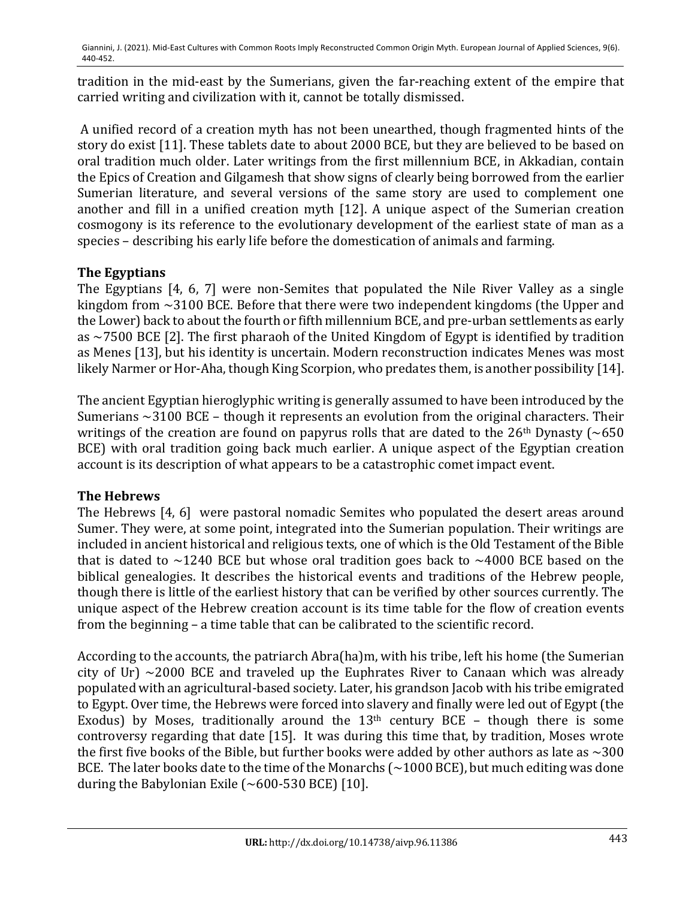tradition in the mid-east by the Sumerians, given the far-reaching extent of the empire that carried writing and civilization with it, cannot be totally dismissed.

A unified record of a creation myth has not been unearthed, though fragmented hints of the story do exist [11]. These tablets date to about 2000 BCE, but they are believed to be based on oral tradition much older. Later writings from the first millennium BCE, in Akkadian, contain the Epics of Creation and Gilgamesh that show signs of clearly being borrowed from the earlier Sumerian literature, and several versions of the same story are used to complement one another and fill in a unified creation myth [12]. A unique aspect of the Sumerian creation cosmogony is its reference to the evolutionary development of the earliest state of man as a species – describing his early life before the domestication of animals and farming.

## The Egyptians

The Egyptians [4, 6, 7] were non-Semites that populated the Nile River Valley as a single kingdom from ~3100 BCE. Before that there were two independent kingdoms (the Upper and the Lower) back to about the fourth or fifth millennium BCE, and pre-urban settlements as early as ~7500 BCE [2]. The first pharaoh of the United Kingdom of Egypt is identified by tradition as Menes [13], but his identity is uncertain. Modern reconstruction indicates Menes was most likely Narmer or Hor-Aha, though King Scorpion, who predates them, is another possibility [14].

The ancient Egyptian hieroglyphic writing is generally assumed to have been introduced by the Sumerians ~3100 BCE – though it represents an evolution from the original characters. Their writings of the creation are found on papyrus rolls that are dated to the 26th Dynasty (~650 BCE) with oral tradition going back much earlier. A unique aspect of the Egyptian creation account is its description of what appears to be a catastrophic comet impact event.

## The Hebrews

The Hebrews [4, 6] were pastoral nomadic Semites who populated the desert areas around Sumer. They were, at some point, integrated into the Sumerian population. Their writings are included in ancient historical and religious texts, one of which is the Old Testament of the Bible that is dated to ~1240 BCE but whose oral tradition goes back to ~4000 BCE based on the biblical genealogies. It describes the historical events and traditions of the Hebrew people, though there is little of the earliest history that can be verified by other sources currently. The unique aspect of the Hebrew creation account is its time table for the flow of creation events from the beginning – a time table that can be calibrated to the scientific record.

According to the accounts, the patriarch Abra(ha)m, with his tribe, left his home (the Sumerian city of Ur) ~2000 BCE and traveled up the Euphrates River to Canaan which was already populated with an agricultural-based society. Later, his grandson Jacob with his tribe emigrated to Egypt. Over time, the Hebrews were forced into slavery and finally were led out of Egypt (the Exodus) by Moses, traditionally around the 13th century BCE – though there is some controversy regarding that date [15]. It was during this time that, by tradition, Moses wrote the first five books of the Bible, but further books were added by other authors as late as ~300 BCE. The later books date to the time of the Monarchs (~1000 BCE), but much editing was done during the Babylonian Exile (~600-530 BCE) [10].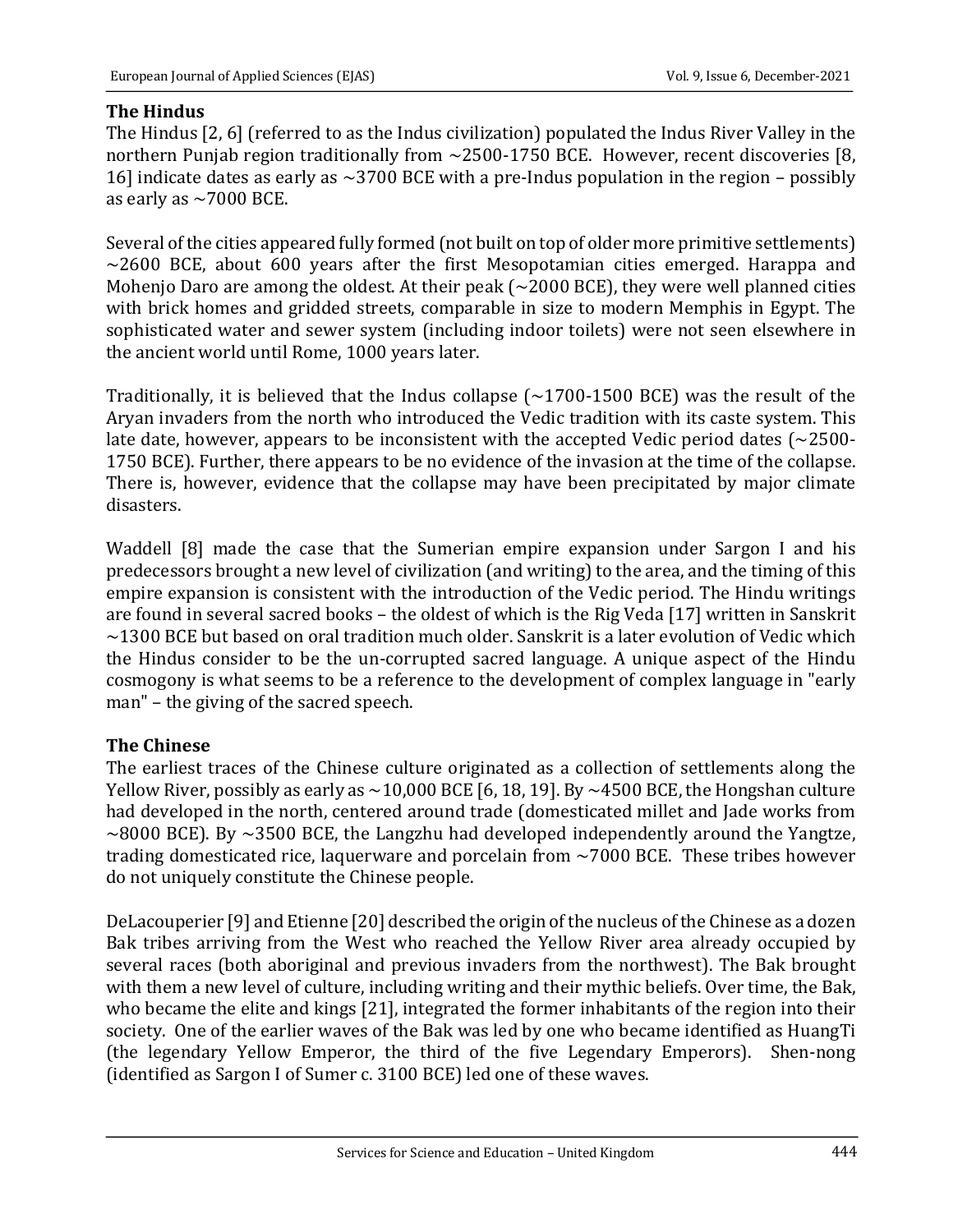## The Hindus

The Hindus [2, 6] (referred to as the Indus civilization) populated the Indus River Valley in the northern Punjab region traditionally from ~2500-1750 BCE. However, recent discoveries [8, 16] indicate dates as early as ~3700 BCE with a pre-Indus population in the region – possibly as early as ~7000 BCE.

Several of the cities appeared fully formed (not built on top of older more primitive settlements) ~2600 BCE, about 600 years after the first Mesopotamian cities emerged. Harappa and Mohenjo Daro are among the oldest. At their peak (~2000 BCE), they were well planned cities with brick homes and gridded streets, comparable in size to modern Memphis in Egypt. The sophisticated water and sewer system (including indoor toilets) were not seen elsewhere in the ancient world until Rome, 1000 years later.

Traditionally, it is believed that the Indus collapse (~1700-1500 BCE) was the result of the Aryan invaders from the north who introduced the Vedic tradition with its caste system. This late date, however, appears to be inconsistent with the accepted Vedic period dates (~2500-1750 BCE). Further, there appears to be no evidence of the invasion at the time of the collapse. There is, however, evidence that the collapse may have been precipitated by major climate disasters.

Waddell [8] made the case that the Sumerian empire expansion under Sargon I and his predecessors brought a new level of civilization (and writing) to the area, and the timing of this empire expansion is consistent with the introduction of the Vedic period. The Hindu writings are found in several sacred books – the oldest of which is the Rig Veda [17] written in Sanskrit ~1300 BCE but based on oral tradition much older. Sanskrit is a later evolution of Vedic which the Hindus consider to be the un-corrupted sacred language. A unique aspect of the Hindu cosmogony is what seems to be a reference to the development of complex language in "early man" – the giving of the sacred speech.

## The Chinese

The earliest traces of the Chinese culture originated as a collection of settlements along the Yellow River, possibly as early as ~10,000 BCE [6, 18, 19]. By ~4500 BCE, the Hongshan culture had developed in the north, centered around trade (domesticated millet and Jade works from ~8000 BCE). By ~3500 BCE, the Langzhu had developed independently around the Yangtze, trading domesticated rice, laquerware and porcelain from ~7000 BCE. These tribes however do not uniquely constitute the Chinese people.

DeLacouperier [9] and Etienne [20] described the origin of the nucleus of the Chinese as a dozen Bak tribes arriving from the West who reached the Yellow River area already occupied by several races (both aboriginal and previous invaders from the northwest). The Bak brought with them a new level of culture, including writing and their mythic beliefs. Over time, the Bak, who became the elite and kings [21], integrated the former inhabitants of the region into their society. One of the earlier waves of the Bak was led by one who became identified as HuangTi (the legendary Yellow Emperor, the third of the five Legendary Emperors). Shen-nong (identified as Sargon I of Sumer c. 3100 BCE) led one of these waves.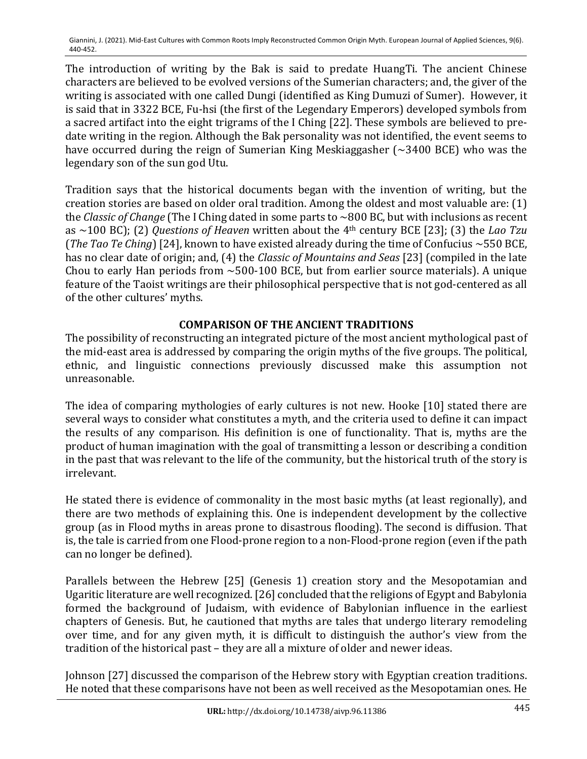The introduction of writing by the Bak is said to predate HuangTi. The ancient Chinese characters are believed to be evolved versions of the Sumerian characters; and, the giver of the writing is associated with one called Dungi (identified as King Dumuzi of Sumer). However, it is said that in 3322 BCE, Fu-hsi (the first of the Legendary Emperors) developed symbols from a sacred artifact into the eight trigrams of the I Ching [22]. These symbols are believed to pre-date writing in the region. Although the Bak personality was not identified, the event seems to have occurred during the reign of Sumerian King Meskiaggasher (~3400 BCE) who was the legendary son of the sun god Utu.

Tradition says that the historical documents began with the invention of writing, but the creation stories are based on older oral tradition. Among the oldest and most valuable are: (1) the *Classic of Change* (The I Ching dated in some parts to ~800 BC, but with inclusions as recent as ~100 BC); (2) *Questions of Heaven* written about the 4th century BCE [23]; (3) the *Lao Tzu* (*The Tao Te Ching*) [24], known to have existed already during the time of Confucius ~550 BCE, has no clear date of origin; and, (4) the *Classic of Mountains and Seas* [23] (compiled in the late Chou to early Han periods from ~500-100 BCE, but from earlier source materials). A unique feature of the Taoist writings are their philosophical perspective that is not god-centered as all of the other cultures' myths.

## COMPARISON OF THE ANCIENT TRADITIONS

The possibility of reconstructing an integrated picture of the most ancient mythological past of the mid-east area is addressed by comparing the origin myths of the five groups. The political, ethnic, and linguistic connections previously discussed make this assumption not unreasonable.

The idea of comparing mythologies of early cultures is not new. Hooke [10] stated there are several ways to consider what constitutes a myth, and the criteria used to define it can impact the results of any comparison. His definition is one of functionality. That is, myths are the product of human imagination with the goal of transmitting a lesson or describing a condition in the past that was relevant to the life of the community, but the historical truth of the story is irrelevant.

He stated there is evidence of commonality in the most basic myths (at least regionally), and there are two methods of explaining this. One is independent development by the collective group (as in Flood myths in areas prone to disastrous flooding). The second is diffusion. That is, the tale is carried from one Flood-prone region to a non-Flood-prone region (even if the path can no longer be defined).

Parallels between the Hebrew [25] (Genesis 1) creation story and the Mesopotamian and Ugaritic literature are well recognized. [26] concluded that the religions of Egypt and Babylonia formed the background of Judaism, with evidence of Babylonian influence in the earliest chapters of Genesis. But, he cautioned that myths are tales that undergo literary remodeling over time, and for any given myth, it is difficult to distinguish the author's view from the tradition of the historical past – they are all a mixture of older and newer ideas.

Johnson [27] discussed the comparison of the Hebrew story with Egyptian creation traditions. He noted that these comparisons have not been as well received as the Mesopotamian ones. He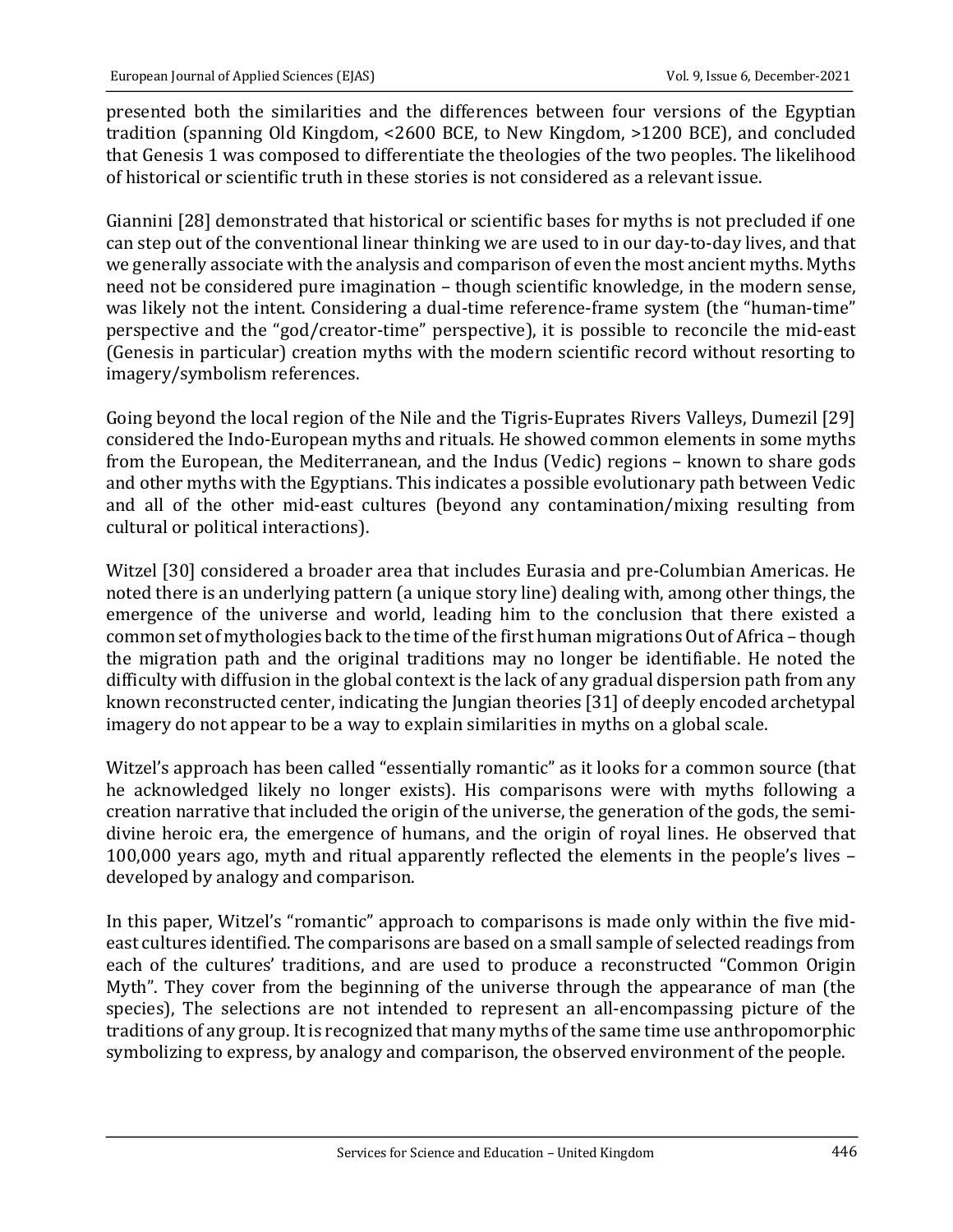presented both the similarities and the differences between four versions of the Egyptian tradition (spanning Old Kingdom, <2600 BCE, to New Kingdom, >1200 BCE), and concluded that Genesis 1 was composed to differentiate the theologies of the two peoples. The likelihood of historical or scientific truth in these stories is not considered as a relevant issue.

Giannini [28] demonstrated that historical or scientific bases for myths is not precluded if one can step out of the conventional linear thinking we are used to in our day-to-day lives, and that we generally associate with the analysis and comparison of even the most ancient myths. Myths need not be considered pure imagination – though scientific knowledge, in the modern sense, was likely not the intent. Considering a dual-time reference-frame system (the "human-time" perspective and the "god/creator-time" perspective), it is possible to reconcile the mid-east (Genesis in particular) creation myths with the modern scientific record without resorting to imagery/symbolism references.

Going beyond the local region of the Nile and the Tigris-Euprates Rivers Valleys, Dumezil [29] considered the Indo-European myths and rituals. He showed common elements in some myths from the European, the Mediterranean, and the Indus (Vedic) regions – known to share gods and other myths with the Egyptians. This indicates a possible evolutionary path between Vedic and all of the other mid-east cultures (beyond any contamination/mixing resulting from cultural or political interactions).

Witzel [30] considered a broader area that includes Eurasia and pre-Columbian Americas. He noted there is an underlying pattern (a unique story line) dealing with, among other things, the emergence of the universe and world, leading him to the conclusion that there existed a common set of mythologies back to the time of the first human migrations Out of Africa – though the migration path and the original traditions may no longer be identifiable. He noted the difficulty with diffusion in the global context is the lack of any gradual dispersion path from any known reconstructed center, indicating the Jungian theories [31] of deeply encoded archetypal imagery do not appear to be a way to explain similarities in myths on a global scale.

Witzel's approach has been called "essentially romantic" as it looks for a common source (that he acknowledged likely no longer exists). His comparisons were with myths following a creation narrative that included the origin of the universe, the generation of the gods, the semi-divine heroic era, the emergence of humans, and the origin of royal lines. He observed that 100,000 years ago, myth and ritual apparently reflected the elements in the people's lives – developed by analogy and comparison.

In this paper, Witzel's "romantic" approach to comparisons is made only within the five mid-east cultures identified. The comparisons are based on a small sample of selected readings from each of the cultures' traditions, and are used to produce a reconstructed "Common Origin Myth". They cover from the beginning of the universe through the appearance of man (the species), The selections are not intended to represent an all-encompassing picture of the traditions of any group. It is recognized that many myths of the same time use anthropomorphic symbolizing to express, by analogy and comparison, the observed environment of the people.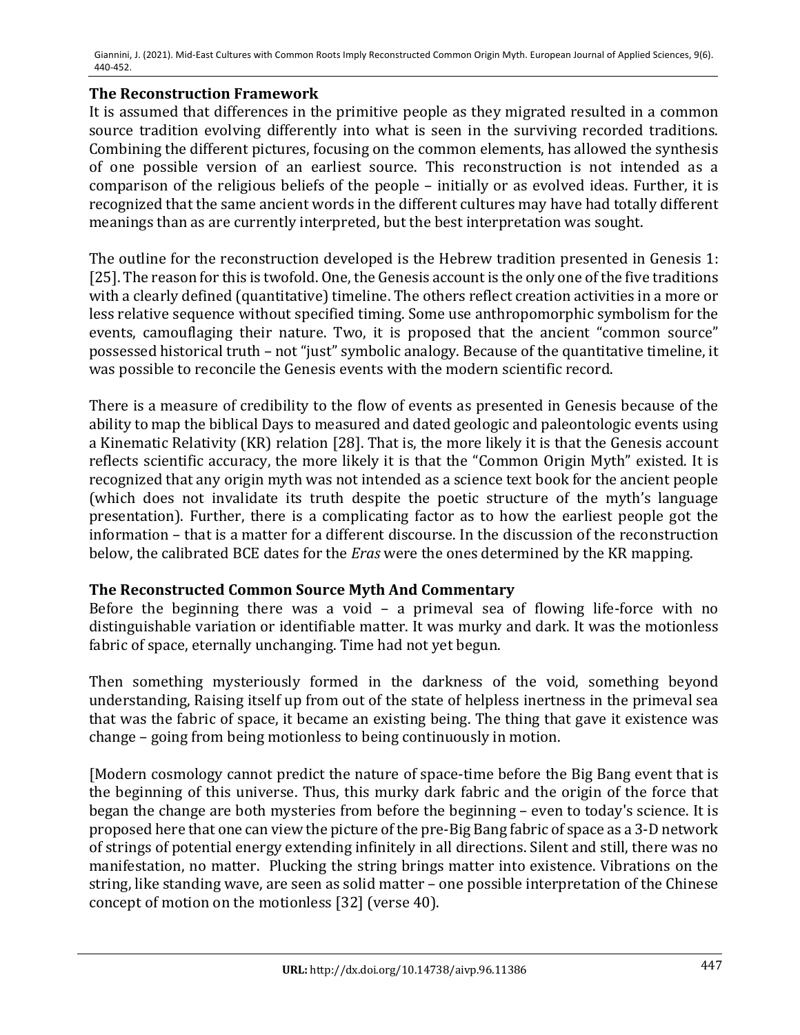### The Reconstruction Framework

It is assumed that differences in the primitive people as they migrated resulted in a common source tradition evolving differently into what is seen in the surviving recorded traditions. Combining the different pictures, focusing on the common elements, has allowed the synthesis of one possible version of an earliest source. This reconstruction is not intended as a comparison of the religious beliefs of the people – initially or as evolved ideas. Further, it is recognized that the same ancient words in the different cultures may have had totally different meanings than as are currently interpreted, but the best interpretation was sought.

The outline for the reconstruction developed is the Hebrew tradition presented in Genesis 1: [25]. The reason for this is twofold. One, the Genesis account is the only one of the five traditions with a clearly defined (quantitative) timeline. The others reflect creation activities in a more or less relative sequence without specified timing. Some use anthropomorphic symbolism for the events, camouflaging their nature. Two, it is proposed that the ancient "common source" possessed historical truth – not "just" symbolic analogy. Because of the quantitative timeline, it was possible to reconcile the Genesis events with the modern scientific record.

There is a measure of credibility to the flow of events as presented in Genesis because of the ability to map the biblical Days to measured and dated geologic and paleontologic events using a Kinematic Relativity (KR) relation [28]. That is, the more likely it is that the Genesis account reflects scientific accuracy, the more likely it is that the "Common Origin Myth" existed. It is recognized that any origin myth was not intended as a science text book for the ancient people (which does not invalidate its truth despite the poetic structure of the myth's language presentation). Further, there is a complicating factor as to how the earliest people got the information – that is a matter for a different discourse. In the discussion of the reconstruction below, the calibrated BCE dates for the *Eras* were the ones determined by the KR mapping.

### The Reconstructed Common Source Myth And Commentary

Before the beginning there was a void – a primeval sea of flowing life-force with no distinguishable variation or identifiable matter. It was murky and dark. It was the motionless fabric of space, eternally unchanging. Time had not yet begun.

Then something mysteriously formed in the darkness of the void, something beyond understanding, Raising itself up from out of the state of helpless inertness in the primeval sea that was the fabric of space, it became an existing being. The thing that gave it existence was change – going from being motionless to being continuously in motion.

[Modern cosmology cannot predict the nature of space-time before the Big Bang event that is the beginning of this universe. Thus, this murky dark fabric and the origin of the force that began the change are both mysteries from before the beginning – even to today's science. It is proposed here that one can view the picture of the pre-Big Bang fabric of space as a 3-D network of strings of potential energy extending infinitely in all directions. Silent and still, there was no manifestation, no matter. Plucking the string brings matter into existence. Vibrations on the string, like standing wave, are seen as solid matter – one possible interpretation of the Chinese concept of motion on the motionless [32] (verse 40).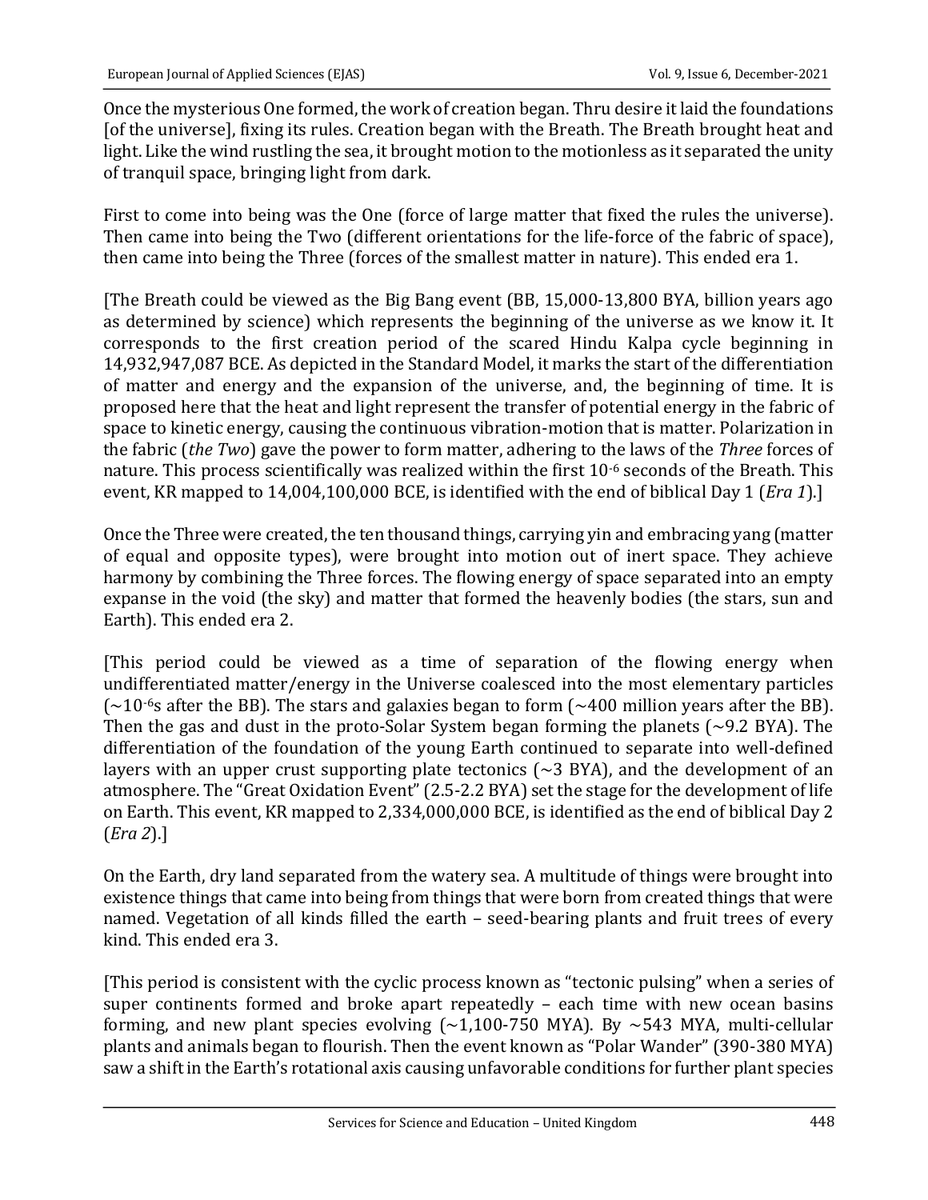Once the mysterious One formed, the work of creation began. Thru desire it laid the foundations [of the universe], fixing its rules. Creation began with the Breath. The Breath brought heat and light. Like the wind rustling the sea, it brought motion to the motionless as it separated the unity of tranquil space, bringing light from dark.

First to come into being was the One (force of large matter that fixed the rules the universe). Then came into being the Two (different orientations for the life-force of the fabric of space), then came into being the Three (forces of the smallest matter in nature). This ended era 1.

[The Breath could be viewed as the Big Bang event (BB, 15,000-13,800 BYA, billion years ago as determined by science) which represents the beginning of the universe as we know it. It corresponds to the first creation period of the scared Hindu Kalpa cycle beginning in 14,932,947,087 BCE. As depicted in the Standard Model, it marks the start of the differentiation of matter and energy and the expansion of the universe, and, the beginning of time. It is proposed here that the heat and light represent the transfer of potential energy in the fabric of space to kinetic energy, causing the continuous vibration-motion that is matter. Polarization in the fabric (*the Two*) gave the power to form matter, adhering to the laws of the *Three* forces of nature. This process scientifically was realized within the first $10^{-6}$ seconds of the Breath. This event, KR mapped to 14,004,100,000 BCE, is identified with the end of biblical Day 1 (*Era 1*).]

Once the Three were created, the ten thousand things, carrying yin and embracing yang (matter of equal and opposite types), were brought into motion out of inert space. They achieve harmony by combining the Three forces. The flowing energy of space separated into an empty expanse in the void (the sky) and matter that formed the heavenly bodies (the stars, sun and Earth). This ended era 2.

[This period could be viewed as a time of separation of the flowing energy when undifferentiated matter/energy in the Universe coalesced into the most elementary particles (~$10^{-6}$s after the BB). The stars and galaxies began to form (~400 million years after the BB). Then the gas and dust in the proto-Solar System began forming the planets (~9.2 BYA). The differentiation of the foundation of the young Earth continued to separate into well-defined layers with an upper crust supporting plate tectonics (~3 BYA), and the development of an atmosphere. The "Great Oxidation Event" (2.5-2.2 BYA) set the stage for the development of life on Earth. This event, KR mapped to 2,334,000,000 BCE, is identified as the end of biblical Day 2 (*Era 2*).]

On the Earth, dry land separated from the watery sea. A multitude of things were brought into existence things that came into being from things that were born from created things that were named. Vegetation of all kinds filled the earth – seed-bearing plants and fruit trees of every kind. This ended era 3.

[This period is consistent with the cyclic process known as "tectonic pulsing" when a series of super continents formed and broke apart repeatedly – each time with new ocean basins forming, and new plant species evolving (~1,100-750 MYA). By ~543 MYA, multi-cellular plants and animals began to flourish. Then the event known as "Polar Wander" (390-380 MYA) saw a shift in the Earth's rotational axis causing unfavorable conditions for further plant species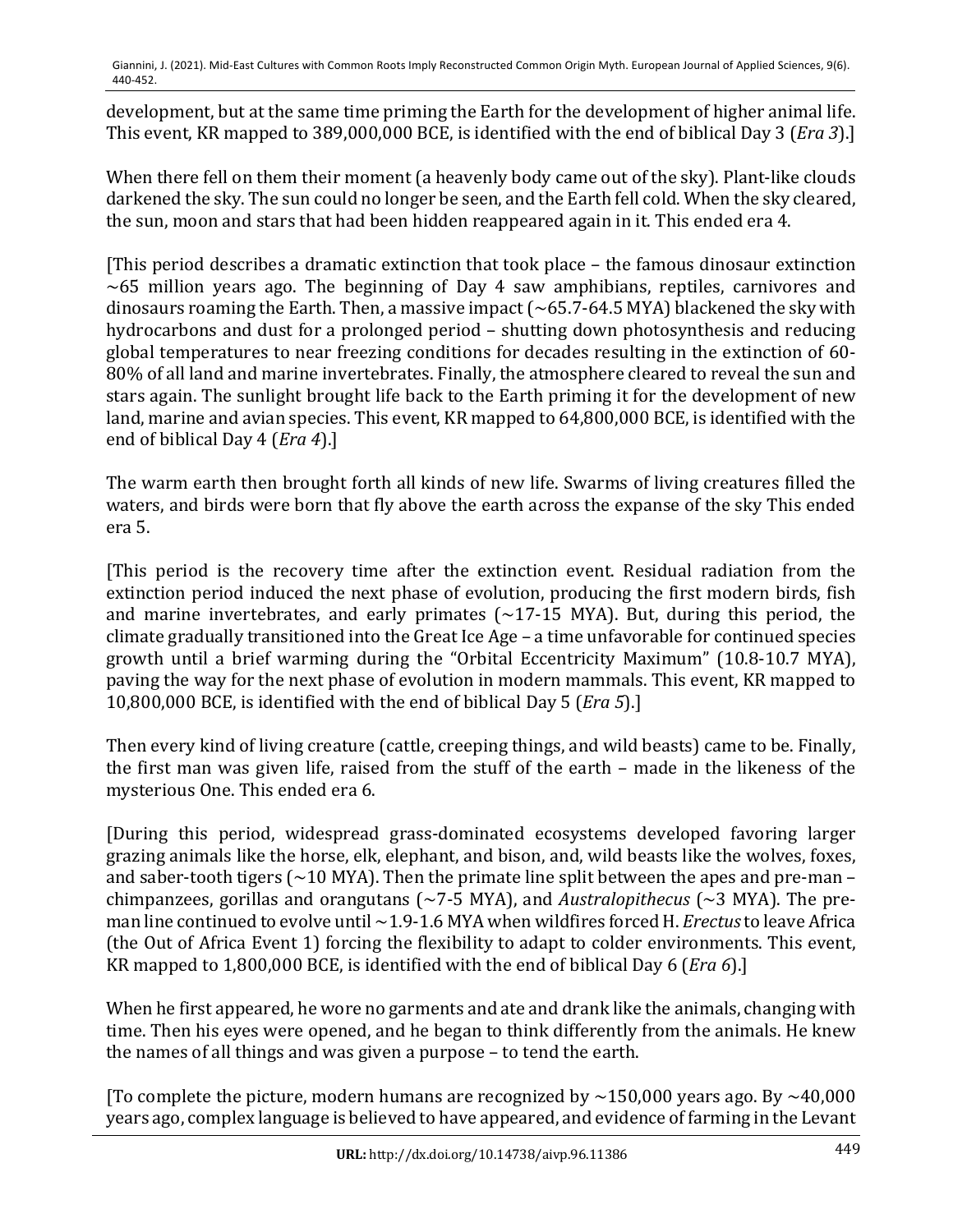development, but at the same time priming the Earth for the development of higher animal life. This event, KR mapped to 389,000,000 BCE, is identified with the end of biblical Day 3 (*Era 3*).]

When there fell on them their moment (a heavenly body came out of the sky). Plant-like clouds darkened the sky. The sun could no longer be seen, and the Earth fell cold. When the sky cleared, the sun, moon and stars that had been hidden reappeared again in it. This ended era 4.

[This period describes a dramatic extinction that took place – the famous dinosaur extinction ~65 million years ago. The beginning of Day 4 saw amphibians, reptiles, carnivores and dinosaurs roaming the Earth. Then, a massive impact (~65.7-64.5 MYA) blackened the sky with hydrocarbons and dust for a prolonged period – shutting down photosynthesis and reducing global temperatures to near freezing conditions for decades resulting in the extinction of 60-80% of all land and marine invertebrates. Finally, the atmosphere cleared to reveal the sun and stars again. The sunlight brought life back to the Earth priming it for the development of new land, marine and avian species. This event, KR mapped to 64,800,000 BCE, is identified with the end of biblical Day 4 (*Era 4*).]

The warm earth then brought forth all kinds of new life. Swarms of living creatures filled the waters, and birds were born that fly above the earth across the expanse of the sky This ended era 5.

[This period is the recovery time after the extinction event. Residual radiation from the extinction period induced the next phase of evolution, producing the first modern birds, fish and marine invertebrates, and early primates (~17-15 MYA). But, during this period, the climate gradually transitioned into the Great Ice Age – a time unfavorable for continued species growth until a brief warming during the "Orbital Eccentricity Maximum" (10.8-10.7 MYA), paving the way for the next phase of evolution in modern mammals. This event, KR mapped to 10,800,000 BCE, is identified with the end of biblical Day 5 (*Era 5*).]

Then every kind of living creature (cattle, creeping things, and wild beasts) came to be. Finally, the first man was given life, raised from the stuff of the earth – made in the likeness of the mysterious One. This ended era 6.

[During this period, widespread grass-dominated ecosystems developed favoring larger grazing animals like the horse, elk, elephant, and bison, and, wild beasts like the wolves, foxes, and saber-tooth tigers (~10 MYA). Then the primate line split between the apes and pre-man – chimpanzees, gorillas and orangutans (~7-5 MYA), and *Australopithecus* (~3 MYA). The pre-man line continued to evolve until ~1.9-1.6 MYA when wildfires forced H. *Erectus* to leave Africa (the Out of Africa Event 1) forcing the flexibility to adapt to colder environments. This event, KR mapped to 1,800,000 BCE, is identified with the end of biblical Day 6 (*Era 6*).]

When he first appeared, he wore no garments and ate and drank like the animals, changing with time. Then his eyes were opened, and he began to think differently from the animals. He knew the names of all things and was given a purpose – to tend the earth.

[To complete the picture, modern humans are recognized by ~150,000 years ago. By ~40,000 years ago, complex language is believed to have appeared, and evidence of farming in the Levant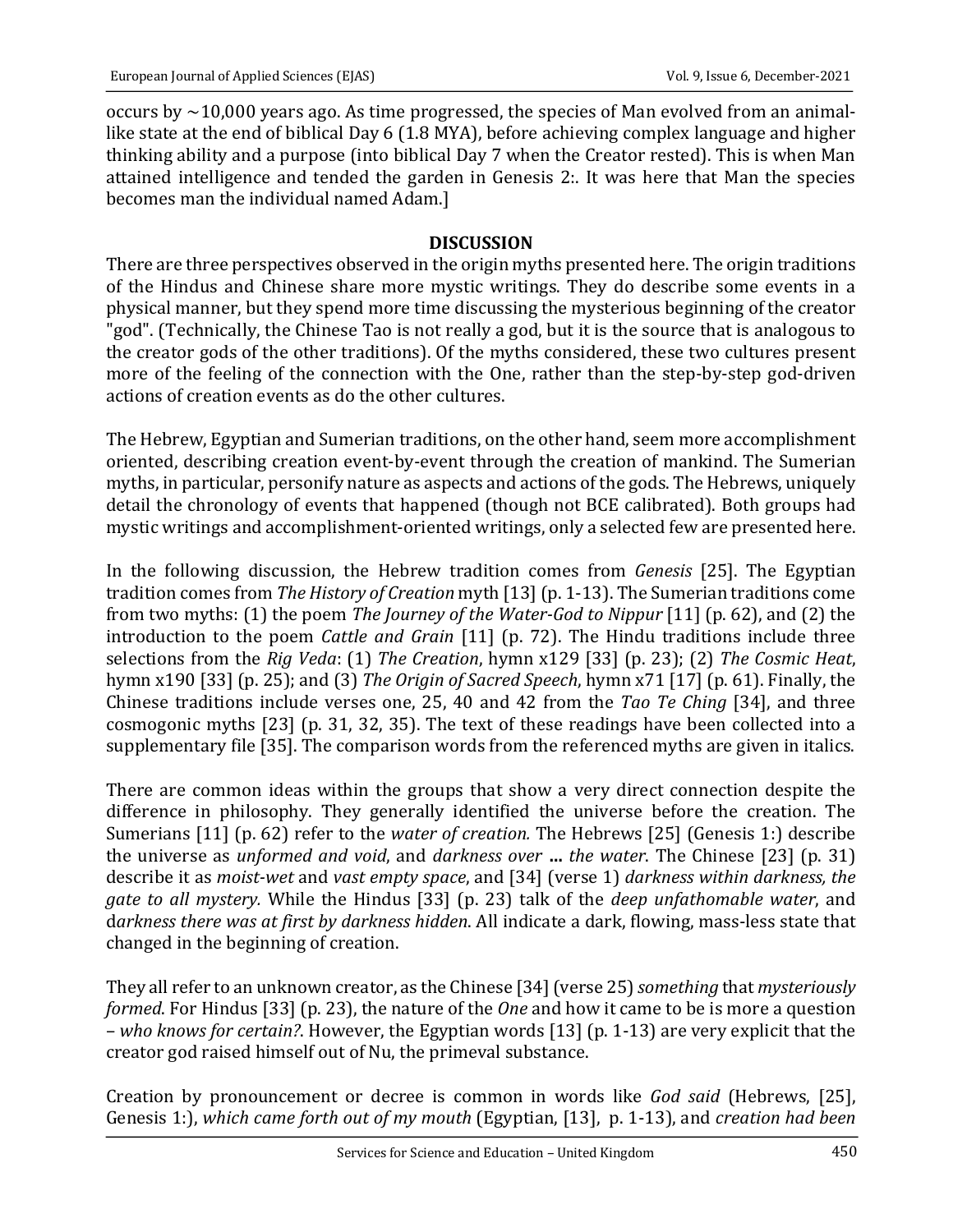occurs by ~10,000 years ago. As time progressed, the species of Man evolved from an animal-like state at the end of biblical Day 6 (1.8 MYA), before achieving complex language and higher thinking ability and a purpose (into biblical Day 7 when the Creator rested). This is when Man attained intelligence and tended the garden in Genesis 2:. It was here that Man the species becomes man the individual named Adam.]

## DISCUSSION

There are three perspectives observed in the origin myths presented here. The origin traditions of the Hindus and Chinese share more mystic writings. They do describe some events in a physical manner, but they spend more time discussing the mysterious beginning of the creator "god". (Technically, the Chinese Tao is not really a god, but it is the source that is analogous to the creator gods of the other traditions). Of the myths considered, these two cultures present more of the feeling of the connection with the One, rather than the step-by-step god-driven actions of creation events as do the other cultures.

The Hebrew, Egyptian and Sumerian traditions, on the other hand, seem more accomplishment oriented, describing creation event-by-event through the creation of mankind. The Sumerian myths, in particular, personify nature as aspects and actions of the gods. The Hebrews, uniquely detail the chronology of events that happened (though not BCE calibrated). Both groups had mystic writings and accomplishment-oriented writings, only a selected few are presented here.

In the following discussion, the Hebrew tradition comes from *Genesis* [25]. The Egyptian tradition comes from *The History of Creation* myth [13] (p. 1-13). The Sumerian traditions come from two myths: (1) the poem *The Journey of the Water-God to Nippur* [11] (p. 62), and (2) the introduction to the poem *Cattle and Grain* [11] (p. 72). The Hindu traditions include three selections from the *Rig Veda*: (1) *The Creation*, hymn x129 [33] (p. 23); (2) *The Cosmic Heat*, hymn x190 [33] (p. 25); and (3) *The Origin of Sacred Speech*, hymn x71 [17] (p. 61). Finally, the Chinese traditions include verses one, 25, 40 and 42 from the *Tao Te Ching* [34], and three cosmogonic myths [23] (p. 31, 32, 35). The text of these readings have been collected into a supplementary file [35]. The comparison words from the referenced myths are given in italics.

There are common ideas within the groups that show a very direct connection despite the difference in philosophy. They generally identified the universe before the creation. The Sumerians [11] (p. 62) refer to the *water of creation.* The Hebrews [25] (Genesis 1:) describe the universe as *unformed and void*, and *darkness over* **...** *the water*. The Chinese [23] (p. 31) describe it as *moist-wet* and *vast empty space*, and [34] (verse 1) *darkness within darkness, the gate to all mystery.* While the Hindus [33] (p. 23) talk of the *deep unfathomable water*, and d*arkness there was at first by darkness hidden*. All indicate a dark, flowing, mass-less state that changed in the beginning of creation.

They all refer to an unknown creator, as the Chinese [34] (verse 25) *something* that *mysteriously formed*. For Hindus [33] (p. 23), the nature of the *One* and how it came to be is more a question – *who knows for certain?*. However, the Egyptian words [13] (p. 1-13) are very explicit that the creator god raised himself out of Nu, the primeval substance.

Creation by pronouncement or decree is common in words like *God said* (Hebrews, [25], Genesis 1:), *which came forth out of my mouth* (Egyptian, [13], p. 1-13), and *creation had been*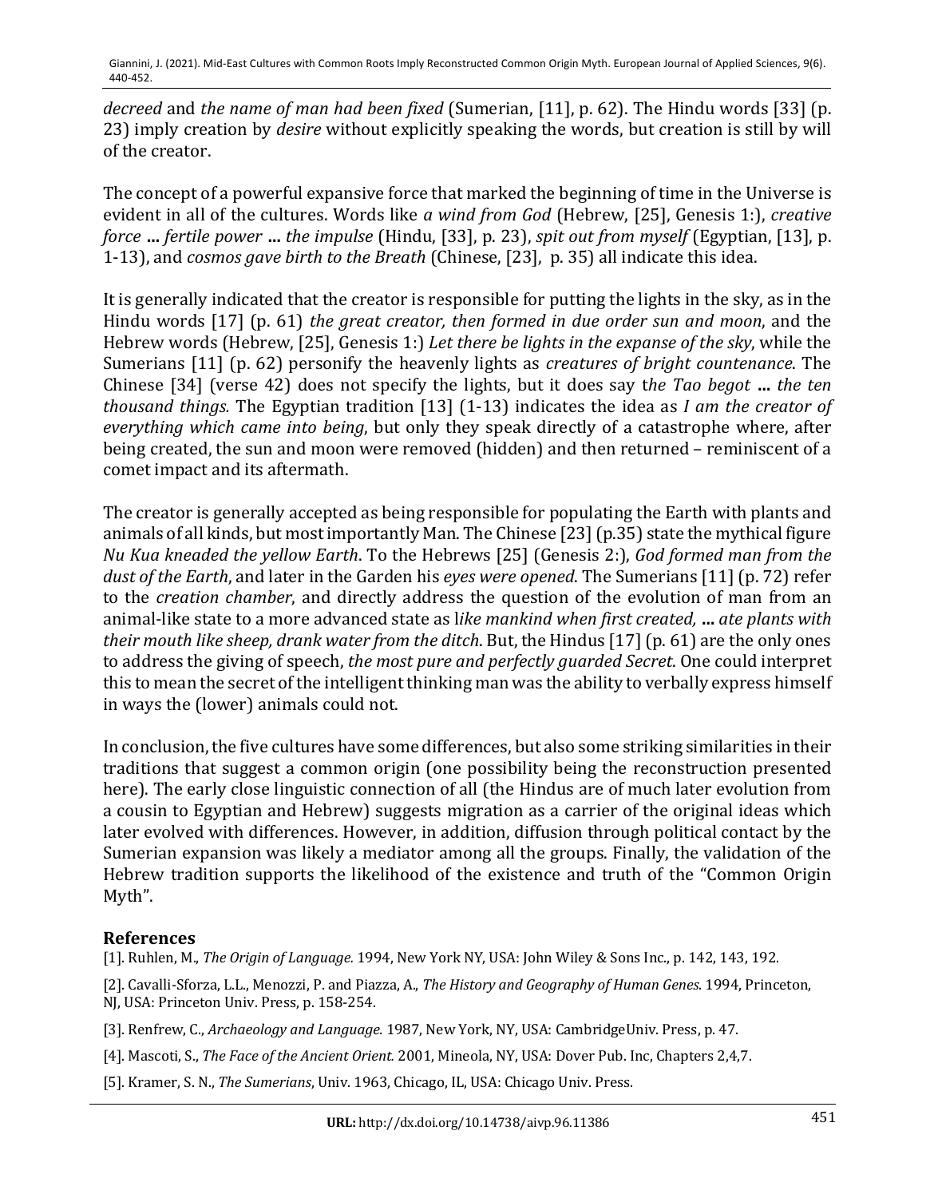*decreed* and *the name of man had been fixed* (Sumerian, [11], p. 62). The Hindu words [33] (p. 23) imply creation by *desire* without explicitly speaking the words, but creation is still by will of the creator.

The concept of a powerful expansive force that marked the beginning of time in the Universe is evident in all of the cultures. Words like *a wind from God* (Hebrew, [25], Genesis 1:), *creative force* **...** *fertile power* **...** *the impulse* (Hindu, [33], p. 23), *spit out from myself* (Egyptian, [13], p. 1-13), and *cosmos gave birth to the Breath* (Chinese, [23], p. 35) all indicate this idea.

It is generally indicated that the creator is responsible for putting the lights in the sky, as in the Hindu words [17] (p. 61) *the great creator, then formed in due order sun and moon*, and the Hebrew words (Hebrew, [25], Genesis 1:) *Let there be lights in the expanse of the sky*, while the Sumerians [11] (p. 62) personify the heavenly lights as *creatures of bright countenance*. The Chinese [34] (verse 42) does not specify the lights, but it does say t*he Tao begot* **...** *the ten thousand things.* The Egyptian tradition [13] (1-13) indicates the idea as *I am the creator of everything which came into being*, but only they speak directly of a catastrophe where, after being created, the sun and moon were removed (hidden) and then returned – reminiscent of a comet impact and its aftermath.

The creator is generally accepted as being responsible for populating the Earth with plants and animals of all kinds, but most importantly Man. The Chinese [23] (p.35) state the mythical figure *Nu Kua kneaded the yellow Earth*. To the Hebrews [25] (Genesis 2:), *God formed man from the dust of the Earth*, and later in the Garden his *eyes were opened*. The Sumerians [11] (p. 72) refer to the *creation chamber*, and directly address the question of the evolution of man from an animal-like state to a more advanced state as l*ike mankind when first created,* **...** *ate plants with their mouth like sheep, drank water from the ditch*. But, the Hindus [17] (p. 61) are the only ones to address the giving of speech, *the most pure and perfectly guarded Secret*. One could interpret this to mean the secret of the intelligent thinking man was the ability to verbally express himself in ways the (lower) animals could not.

In conclusion, the five cultures have some differences, but also some striking similarities in their traditions that suggest a common origin (one possibility being the reconstruction presented here). The early close linguistic connection of all (the Hindus are of much later evolution from a cousin to Egyptian and Hebrew) suggests migration as a carrier of the original ideas which later evolved with differences. However, in addition, diffusion through political contact by the Sumerian expansion was likely a mediator among all the groups. Finally, the validation of the Hebrew tradition supports the likelihood of the existence and truth of the "Common Origin Myth".

## References

[1]. Ruhlen, M., *The Origin of Language.* 1994, New York NY, USA: John Wiley & Sons Inc., p. 142, 143, 192.

[2]. Cavalli-Sforza, L.L., Menozzi, P. and Piazza, A., *The History and Geography of Human Genes*. 1994, Princeton, NJ, USA: Princeton Univ. Press, p. 158-254.

[3]. Renfrew, C., *Archaeology and Language.* 1987, New York, NY, USA: CambridgeUniv. Press, p. 47.

[4]. Mascoti, S., *The Face of the Ancient Orient.* 2001, Mineola, NY, USA: Dover Pub. Inc, Chapters 2,4,7.

[5]. Kramer, S. N., *The Sumerians*, Univ. 1963, Chicago, IL, USA: Chicago Univ. Press.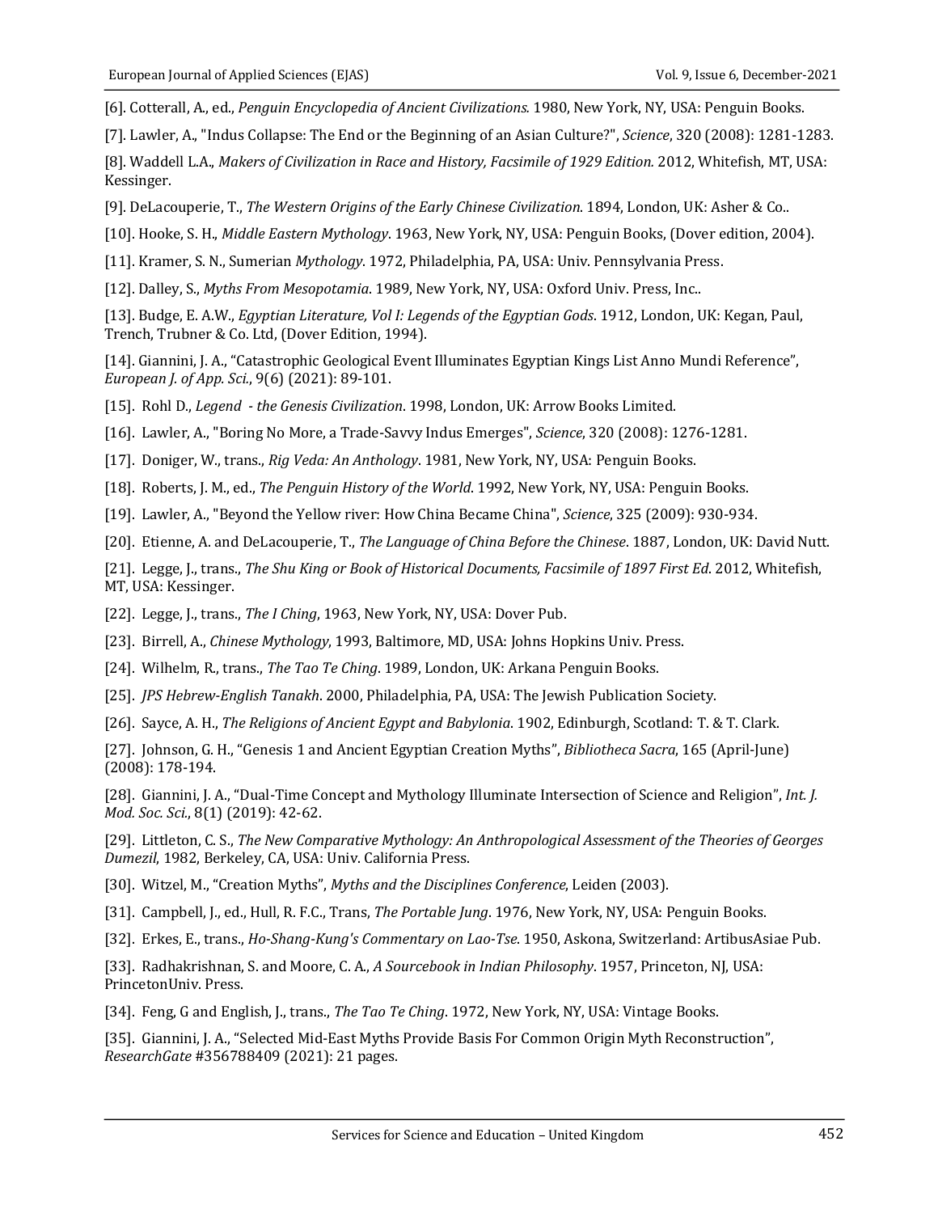[6]. Cotterall, A., ed., *Penguin Encyclopedia of Ancient Civilizations.* 1980, New York, NY, USA: Penguin Books.

[7]. Lawler, A., "Indus Collapse: The End or the Beginning of an Asian Culture?", *Science*, 320 (2008): 1281-1283.

[8]. Waddell L.A., *Makers of Civilization in Race and History, Facsimile of 1929 Edition.* 2012, Whitefish, MT, USA: Kessinger.

[9]. DeLacouperie, T., *The Western Origins of the Early Chinese Civilization*. 1894, London, UK: Asher & Co..

[10]. Hooke, S. H., *Middle Eastern Mythology*. 1963, New York, NY, USA: Penguin Books, (Dover edition, 2004).

[11]. Kramer, S. N., Sumerian *Mythology*. 1972, Philadelphia, PA, USA: Univ. Pennsylvania Press.

[12]. Dalley, S., *Myths From Mesopotamia*. 1989, New York, NY, USA: Oxford Univ. Press, Inc..

[13]. Budge, E. A.W., *Egyptian Literature, Vol I: Legends of the Egyptian Gods*. 1912, London, UK: Kegan, Paul, Trench, Trubner & Co. Ltd, (Dover Edition, 1994).

[14]. Giannini, J. A., "Catastrophic Geological Event Illuminates Egyptian Kings List Anno Mundi Reference", *European J. of App. Sci.*, 9(6) (2021): 89-101.

[15]. Rohl D., *Legend - the Genesis Civilization*. 1998, London, UK: Arrow Books Limited.

[16]. Lawler, A., "Boring No More, a Trade-Savvy Indus Emerges", *Science*, 320 (2008): 1276-1281.

[17]. Doniger, W., trans., *Rig Veda: An Anthology*. 1981, New York, NY, USA: Penguin Books.

[18]. Roberts, J. M., ed., *The Penguin History of the World*. 1992, New York, NY, USA: Penguin Books.

[19]. Lawler, A., "Beyond the Yellow river: How China Became China", *Science*, 325 (2009): 930-934.

[20]. Etienne, A. and DeLacouperie, T., *The Language of China Before the Chinese*. 1887, London, UK: David Nutt.

[21]. Legge, J., trans., *The Shu King or Book of Historical Documents, Facsimile of 1897 First Ed*. 2012, Whitefish, MT, USA: Kessinger.

[22]. Legge, J., trans., *The I Ching*, 1963, New York, NY, USA: Dover Pub.

[23]. Birrell, A., *Chinese Mythology*, 1993, Baltimore, MD, USA: Johns Hopkins Univ. Press.

[24]. Wilhelm, R., trans., *The Tao Te Ching*. 1989, London, UK: Arkana Penguin Books.

[25]. *JPS Hebrew-English Tanakh*. 2000, Philadelphia, PA, USA: The Jewish Publication Society.

[26]. Sayce, A. H., *The Religions of Ancient Egypt and Babylonia*. 1902, Edinburgh, Scotland: T. & T. Clark.

[27]. Johnson, G. H., "Genesis 1 and Ancient Egyptian Creation Myths", *Bibliotheca Sacra*, 165 (April-June) (2008): 178-194.

[28]. Giannini, J. A., "Dual-Time Concept and Mythology Illuminate Intersection of Science and Religion", *Int. J. Mod. Soc. Sci.*, 8(1) (2019): 42-62.

[29]. Littleton, C. S., *The New Comparative Mythology: An Anthropological Assessment of the Theories of Georges Dumezil*, 1982, Berkeley, CA, USA: Univ. California Press.

[30]. Witzel, M., "Creation Myths", *Myths and the Disciplines Conference*, Leiden (2003).

[31]. Campbell, J., ed., Hull, R. F.C., Trans, *The Portable Jung*. 1976, New York, NY, USA: Penguin Books.

[32]. Erkes, E., trans., *Ho-Shang-Kung's Commentary on Lao-Tse*. 1950, Askona, Switzerland: ArtibusAsiae Pub.

[33]. Radhakrishnan, S. and Moore, C. A., *A Sourcebook in Indian Philosophy*. 1957, Princeton, NJ, USA: PrincetonUniv. Press.

[34]. Feng, G and English, J., trans., *The Tao Te Ching*. 1972, New York, NY, USA: Vintage Books.

[35]. Giannini, J. A., "Selected Mid-East Myths Provide Basis For Common Origin Myth Reconstruction", *ResearchGate* #356788409 (2021): 21 pages.